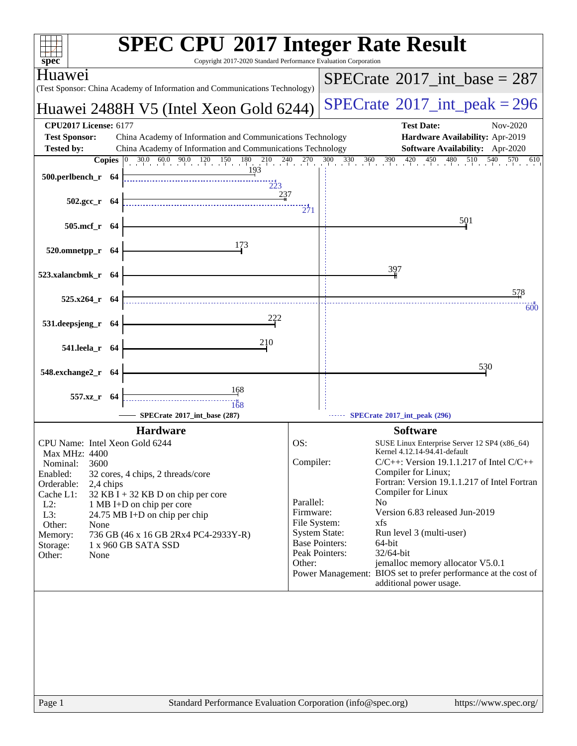# SPEC CPU 2017 Integer Rate Result

Copyright 2017-2020 Standard Performance Evaluation Corporation

**Huawei**
(Test Sponsor: China Academy of Information and Communications Technology)

**Huawei 2488H V5 (Intel Xeon Gold 6244)**

SPECrate 2017_int_base = 287

SPECrate 2017_int_peak = 296

| | | | |
|---|---|---|---|
| **CPU2017 License:** | 6177 | **Test Date:** | Nov-2020 |
| **Test Sponsor:** | China Academy of Information and Communications Technology | **Hardware Availability:** | Apr-2019 |
| **Tested by:** | China Academy of Information and Communications Technology | **Software Availability:** | Apr-2020 |

| Benchmark | Copies | Base | Peak |
|---|---|---|---|
| 500.perlbench_r | 64 | 193 | 223 |
| 502.gcc_r | 64 | 237 | 271 |
| 505.mcf_r | 64 | 501 | |
| 520.omnetpp_r | 64 | 173 | |
| 523.xalancbmk_r | 64 | 397 | |
| 525.x264_r | 64 | 578 | 600 |
| 531.deepsjeng_r | 64 | 222 | |
| 541.leela_r | 64 | 210 | |
| 548.exchange2_r | 64 | 530 | |
| 557.xz_r | 64 | 168 | 168 |

SPECrate 2017_int_base (287) — SPECrate 2017_int_peak (296)

## Hardware

| | |
|---|---|
| CPU Name: | Intel Xeon Gold 6244 |
| Max MHz: | 4400 |
| Nominal: | 3600 |
| Enabled: | 32 cores, 4 chips, 2 threads/core |
| Orderable: | 2,4 chips |
| Cache L1: | 32 KB I + 32 KB D on chip per core |
| L2: | 1 MB I+D on chip per core |
| L3: | 24.75 MB I+D on chip per chip |
| Other: | None |
| Memory: | 736 GB (46 x 16 GB 2Rx4 PC4-2933Y-R) |
| Storage: | 1 x 960 GB SATA SSD |
| Other: | None |

## Software

| | |
|---|---|
| OS: | SUSE Linux Enterprise Server 12 SP4 (x86_64) Kernel 4.12.14-94.41-default |
| Compiler: | C/C++: Version 19.1.1.217 of Intel C/C++ Compiler for Linux; Fortran: Version 19.1.1.217 of Intel Fortran Compiler for Linux |
| Parallel: | No |
| Firmware: | Version 6.83 released Jun-2019 |
| File System: | xfs |
| System State: | Run level 3 (multi-user) |
| Base Pointers: | 64-bit |
| Peak Pointers: | 32/64-bit |
| Other: | jemalloc memory allocator V5.0.1 |
| Power Management: | BIOS set to prefer performance at the cost of additional power usage. |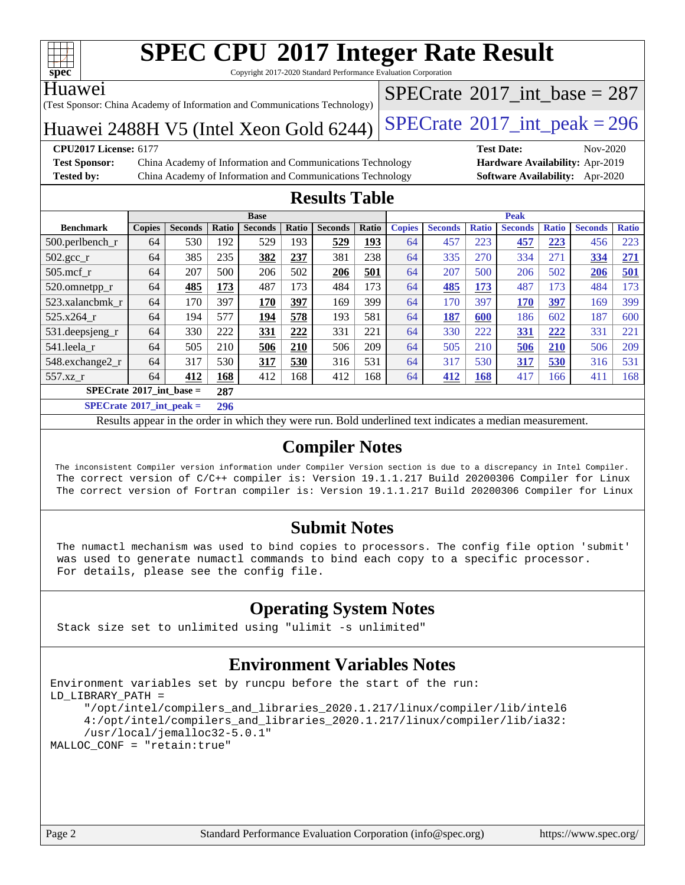# SPEC CPU 2017 Integer Rate Result

Copyright 2017-2020 Standard Performance Evaluation Corporation

Huawei

(Test Sponsor: China Academy of Information and Communications Technology)

Huawei 2488H V5 (Intel Xeon Gold 6244)

SPECrate 2017_int_base = 287

SPECrate 2017_int_peak = 296

**CPU2017 License:** 6177

**Test Sponsor:** China Academy of Information and Communications Technology

**Tested by:** China Academy of Information and Communications Technology

**Test Date:** Nov-2020

**Hardware Availability:** Apr-2019

**Software Availability:** Apr-2020

## Results Table

| | Base | | | | | | | Peak | | | | | | |
|---|---|---|---|---|---|---|---|---|---|---|---|---|---|---|
| **Benchmark** | **Copies** | **Seconds** | **Ratio** | **Seconds** | **Ratio** | **Seconds** | **Ratio** | **Copies** | **Seconds** | **Ratio** | **Seconds** | **Ratio** | **Seconds** | **Ratio** |
| 500.perlbench_r | 64 | 530 | 192 | 529 | 193 | **529** | **193** | 64 | 457 | 223 | **457** | **223** | 456 | 223 |
| 502.gcc_r | 64 | 385 | 235 | **382** | **237** | 381 | 238 | 64 | 335 | 270 | 334 | 271 | **334** | **271** |
| 505.mcf_r | 64 | 207 | 500 | 206 | 502 | **206** | **501** | 64 | 207 | 500 | 206 | 502 | **206** | **501** |
| 520.omnetpp_r | 64 | **485** | **173** | 487 | 173 | 484 | 173 | 64 | **485** | **173** | 487 | 173 | 484 | 173 |
| 523.xalancbmk_r | 64 | 170 | 397 | **170** | **397** | 169 | 399 | 64 | 170 | 397 | **170** | **397** | 169 | 399 |
| 525.x264_r | 64 | 194 | 577 | **194** | **578** | 193 | 581 | 64 | **187** | **600** | 186 | 602 | 187 | 600 |
| 531.deepsjeng_r | 64 | 330 | 222 | **331** | **222** | 331 | 221 | 64 | 330 | 222 | **331** | **222** | 331 | 221 |
| 541.leela_r | 64 | 505 | 210 | **506** | **210** | 506 | 209 | 64 | 505 | 210 | **506** | **210** | 506 | 209 |
| 548.exchange2_r | 64 | 317 | 530 | **317** | **530** | 316 | 531 | 64 | 317 | 530 | **317** | **530** | 316 | 531 |
| 557.xz_r | 64 | **412** | **168** | 412 | 168 | 412 | 168 | 64 | **412** | **168** | 417 | 166 | 411 | 168 |

**SPECrate 2017_int_base = 287**

**SPECrate 2017_int_peak = 296**

Results appear in the order in which they were run. Bold underlined text indicates a median measurement.

## Compiler Notes

```
The inconsistent Compiler version information under Compiler Version section is due to a discrepancy in Intel Compiler.
The correct version of C/C++ compiler is: Version 19.1.1.217 Build 20200306 Compiler for Linux
The correct version of Fortran compiler is: Version 19.1.1.217 Build 20200306 Compiler for Linux
```

## Submit Notes

```
The numactl mechanism was used to bind copies to processors. The config file option 'submit'
was used to generate numactl commands to bind each copy to a specific processor.
For details, please see the config file.
```

## Operating System Notes

```
Stack size set to unlimited using "ulimit -s unlimited"
```

## Environment Variables Notes

```
Environment variables set by runcpu before the start of the run:
LD_LIBRARY_PATH =
     "/opt/intel/compilers_and_libraries_2020.1.217/linux/compiler/lib/intel6
     4:/opt/intel/compilers_and_libraries_2020.1.217/linux/compiler/lib/ia32:
     /usr/local/jemalloc32-5.0.1"
MALLOC_CONF = "retain:true"
```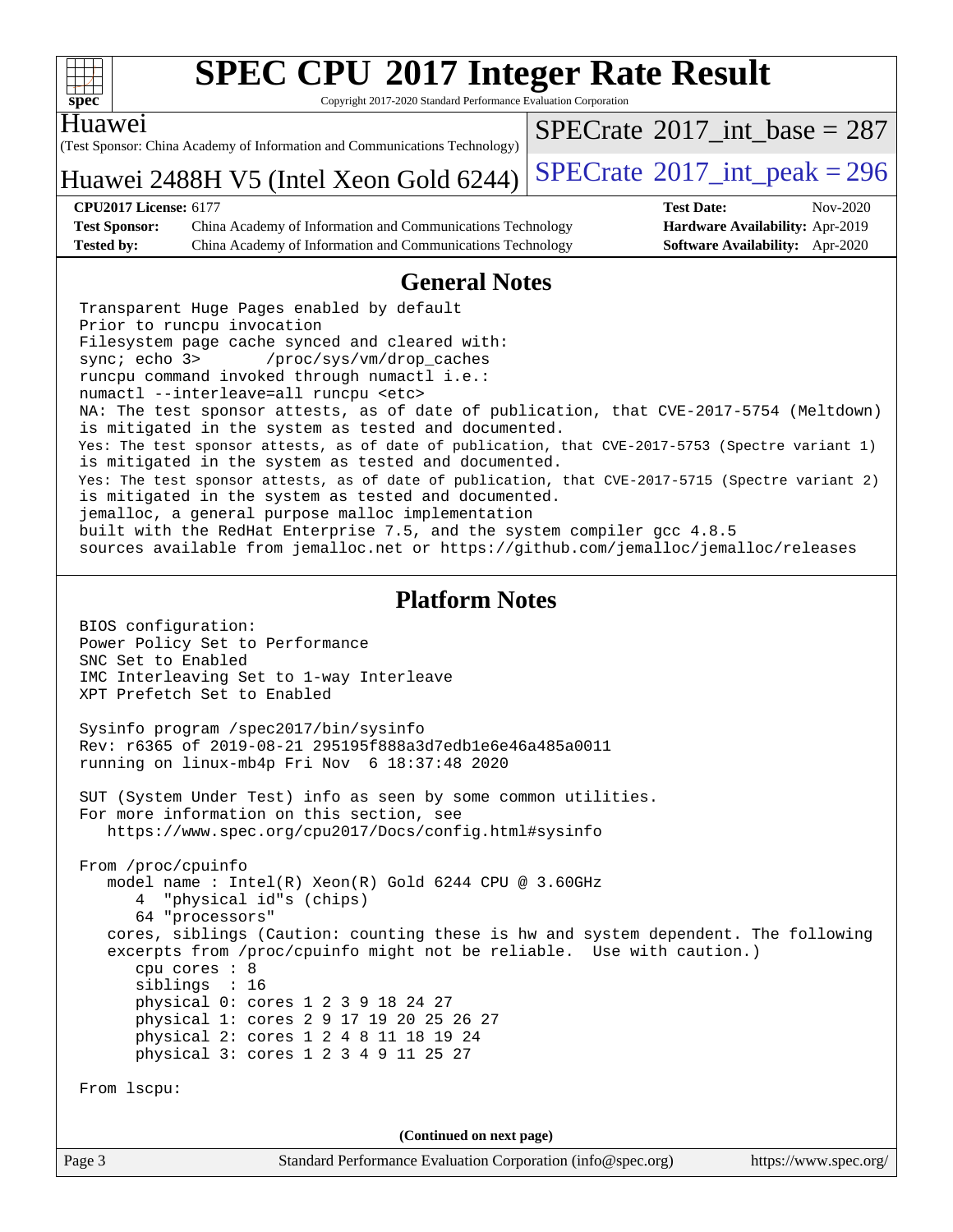# SPEC CPU 2017 Integer Rate Result

Copyright 2017-2020 Standard Performance Evaluation Corporation

Huawei

(Test Sponsor: China Academy of Information and Communications Technology)

Huawei 2488H V5 (Intel Xeon Gold 6244)

SPECrate 2017_int_base = 287

SPECrate 2017_int_peak = 296

**CPU2017 License:** 6177
**Test Sponsor:** China Academy of Information and Communications Technology
**Tested by:** China Academy of Information and Communications Technology
**Test Date:** Nov-2020
**Hardware Availability:** Apr-2019
**Software Availability:** Apr-2020

## General Notes

```
Transparent Huge Pages enabled by default
Prior to runcpu invocation
Filesystem page cache synced and cleared with:
sync; echo 3>       /proc/sys/vm/drop_caches
runcpu command invoked through numactl i.e.:
numactl --interleave=all runcpu <etc>
NA: The test sponsor attests, as of date of publication, that CVE-2017-5754 (Meltdown)
is mitigated in the system as tested and documented.
Yes: The test sponsor attests, as of date of publication, that CVE-2017-5753 (Spectre variant 1)
is mitigated in the system as tested and documented.
Yes: The test sponsor attests, as of date of publication, that CVE-2017-5715 (Spectre variant 2)
is mitigated in the system as tested and documented.
jemalloc, a general purpose malloc implementation
built with the RedHat Enterprise 7.5, and the system compiler gcc 4.8.5
sources available from jemalloc.net or https://github.com/jemalloc/jemalloc/releases
```

## Platform Notes

```
BIOS configuration:
Power Policy Set to Performance
SNC Set to Enabled
IMC Interleaving Set to 1-way Interleave
XPT Prefetch Set to Enabled

Sysinfo program /spec2017/bin/sysinfo
Rev: r6365 of 2019-08-21 295195f888a3d7edb1e6e46a485a0011
running on linux-mb4p Fri Nov  6 18:37:48 2020

SUT (System Under Test) info as seen by some common utilities.
For more information on this section, see
   https://www.spec.org/cpu2017/Docs/config.html#sysinfo

From /proc/cpuinfo
   model name : Intel(R) Xeon(R) Gold 6244 CPU @ 3.60GHz
      4  "physical id"s (chips)
      64 "processors"
   cores, siblings (Caution: counting these is hw and system dependent. The following
   excerpts from /proc/cpuinfo might not be reliable.  Use with caution.)
      cpu cores : 8
      siblings  : 16
      physical 0: cores 1 2 3 9 18 24 27
      physical 1: cores 2 9 17 19 20 25 26 27
      physical 2: cores 1 2 4 8 11 18 19 24
      physical 3: cores 1 2 3 4 9 11 25 27

From lscpu:
```

(Continued on next page)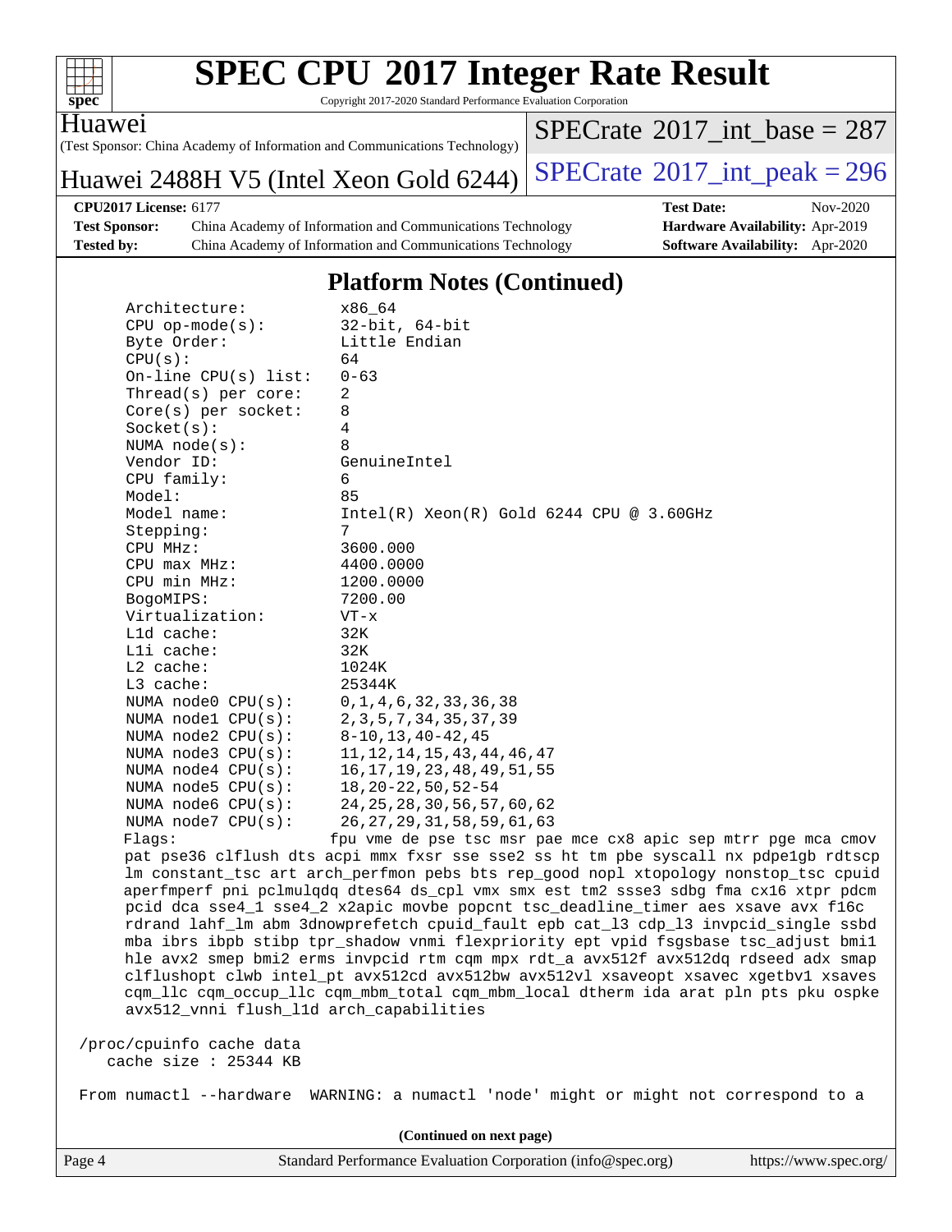## Platform Notes (Continued)

```
Architecture:          x86_64
CPU op-mode(s):        32-bit, 64-bit
Byte Order:            Little Endian
CPU(s):                64
On-line CPU(s) list:   0-63
Thread(s) per core:    2
Core(s) per socket:    8
Socket(s):             4
NUMA node(s):          8
Vendor ID:             GenuineIntel
CPU family:            6
Model:                 85
Model name:            Intel(R) Xeon(R) Gold 6244 CPU @ 3.60GHz
Stepping:              7
CPU MHz:               3600.000
CPU max MHz:           4400.0000
CPU min MHz:           1200.0000
BogoMIPS:              7200.00
Virtualization:        VT-x
L1d cache:             32K
L1i cache:             32K
L2 cache:              1024K
L3 cache:              25344K
NUMA node0 CPU(s):     0,1,4,6,32,33,36,38
NUMA node1 CPU(s):     2,3,5,7,34,35,37,39
NUMA node2 CPU(s):     8-10,13,40-42,45
NUMA node3 CPU(s):     11,12,14,15,43,44,46,47
NUMA node4 CPU(s):     16,17,19,23,48,49,51,55
NUMA node5 CPU(s):     18,20-22,50,52-54
NUMA node6 CPU(s):     24,25,28,30,56,57,60,62
NUMA node7 CPU(s):     26,27,29,31,58,59,61,63
Flags:                 fpu vme de pse tsc msr pae mce cx8 apic sep mtrr pge mca cmov
pat pse36 clflush dts acpi mmx fxsr sse sse2 ss ht tm pbe syscall nx pdpe1gb rdtscp
lm constant_tsc art arch_perfmon pebs bts rep_good nopl xtopology nonstop_tsc cpuid
aperfmperf pni pclmulqdq dtes64 ds_cpl vmx smx est tm2 ssse3 sdbg fma cx16 xtpr pdcm
pcid dca sse4_1 sse4_2 x2apic movbe popcnt tsc_deadline_timer aes xsave avx f16c
rdrand lahf_lm abm 3dnowprefetch cpuid_fault epb cat_l3 cdp_l3 invpcid_single ssbd
mba ibrs ibpb stibp tpr_shadow vnmi flexpriority ept vpid fsgsbase tsc_adjust bmi1
hle avx2 smep bmi2 erms invpcid rtm cqm mpx rdt_a avx512f avx512dq rdseed adx smap
clflushopt clwb intel_pt avx512cd avx512bw avx512vl xsaveopt xsavec xgetbv1 xsaves
cqm_llc cqm_occup_llc cqm_mbm_total cqm_mbm_local dtherm ida arat pln pts pku ospke
avx512_vnni flush_l1d arch_capabilities

/proc/cpuinfo cache data
   cache size : 25344 KB

From numactl --hardware  WARNING: a numactl 'node' might or might not correspond to a
```

(Continued on next page)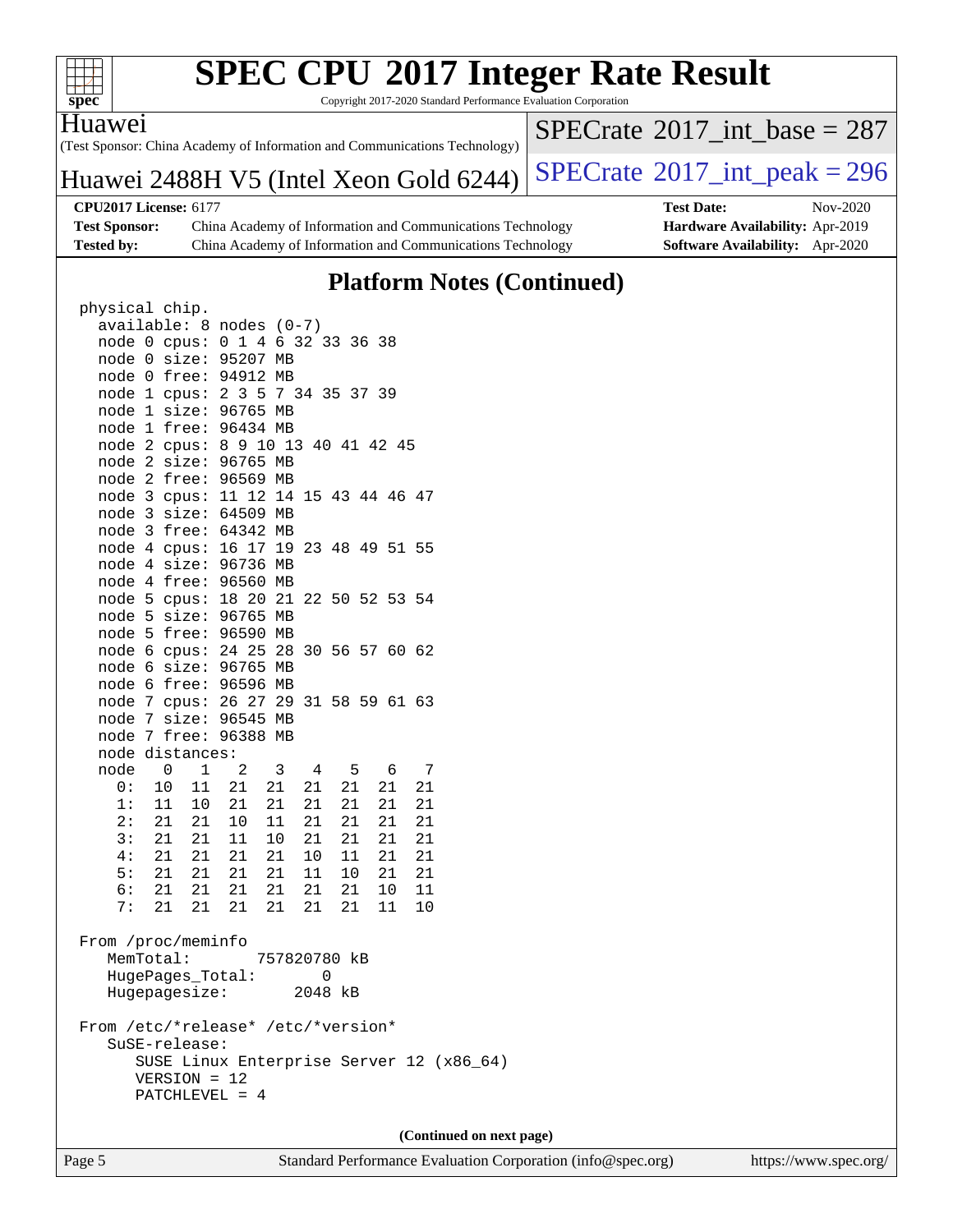# SPEC CPU 2017 Integer Rate Result

Copyright 2017-2020 Standard Performance Evaluation Corporation

**Huawei**
(Test Sponsor: China Academy of Information and Communications Technology)

**Huawei 2488H V5 (Intel Xeon Gold 6244)**

SPECrate 2017_int_base = 287
SPECrate 2017_int_peak = 296

| | | | |
|---|---|---|---|
| **CPU2017 License:** | 6177 | **Test Date:** | Nov-2020 |
| **Test Sponsor:** | China Academy of Information and Communications Technology | **Hardware Availability:** | Apr-2019 |
| **Tested by:** | China Academy of Information and Communications Technology | **Software Availability:** | Apr-2020 |

## Platform Notes (Continued)

```
physical chip.
  available: 8 nodes (0-7)
  node 0 cpus: 0 1 4 6 32 33 36 38
  node 0 size: 95207 MB
  node 0 free: 94912 MB
  node 1 cpus: 2 3 5 7 34 35 37 39
  node 1 size: 96765 MB
  node 1 free: 96434 MB
  node 2 cpus: 8 9 10 13 40 41 42 45
  node 2 size: 96765 MB
  node 2 free: 96569 MB
  node 3 cpus: 11 12 14 15 43 44 46 47
  node 3 size: 64509 MB
  node 3 free: 64342 MB
  node 4 cpus: 16 17 19 23 48 49 51 55
  node 4 size: 96736 MB
  node 4 free: 96560 MB
  node 5 cpus: 18 20 21 22 50 52 53 54
  node 5 size: 96765 MB
  node 5 free: 96590 MB
  node 6 cpus: 24 25 28 30 56 57 60 62
  node 6 size: 96765 MB
  node 6 free: 96596 MB
  node 7 cpus: 26 27 29 31 58 59 61 63
  node 7 size: 96545 MB
  node 7 free: 96388 MB
  node distances:
  node   0   1   2   3   4   5   6   7
    0:  10  11  21  21  21  21  21  21
    1:  11  10  21  21  21  21  21  21
    2:  21  21  10  11  21  21  21  21
    3:  21  21  11  10  21  21  21  21
    4:  21  21  21  21  10  11  21  21
    5:  21  21  21  21  11  10  21  21
    6:  21  21  21  21  21  21  10  11
    7:  21  21  21  21  21  21  11  10

From /proc/meminfo
   MemTotal:       757820780 kB
   HugePages_Total:       0
   Hugepagesize:       2048 kB

From /etc/*release* /etc/*version*
   SuSE-release:
      SUSE Linux Enterprise Server 12 (x86_64)
      VERSION = 12
      PATCHLEVEL = 4
```

(Continued on next page)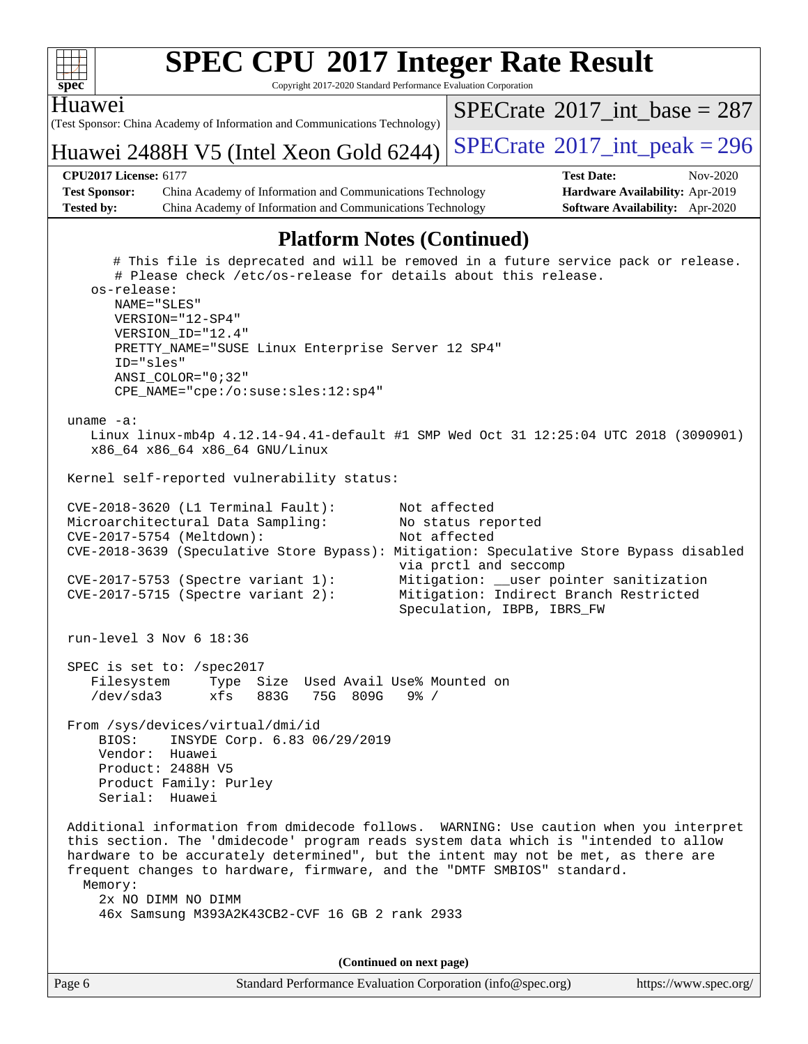## Platform Notes (Continued)

```
      # This file is deprecated and will be removed in a future service pack or release.
      # Please check /etc/os-release for details about this release.
    os-release:
       NAME="SLES"
       VERSION="12-SP4"
       VERSION_ID="12.4"
       PRETTY_NAME="SUSE Linux Enterprise Server 12 SP4"
       ID="sles"
       ANSI_COLOR="0;32"
       CPE_NAME="cpe:/o:suse:sles:12:sp4"

 uname -a:
    Linux linux-mb4p 4.12.14-94.41-default #1 SMP Wed Oct 31 12:25:04 UTC 2018 (3090901)
    x86_64 x86_64 x86_64 GNU/Linux

 Kernel self-reported vulnerability status:

 CVE-2018-3620 (L1 Terminal Fault):         Not affected
 Microarchitectural Data Sampling:          No status reported
 CVE-2017-5754 (Meltdown):                  Not affected
 CVE-2018-3639 (Speculative Store Bypass): Mitigation: Speculative Store Bypass disabled
                                            via prctl and seccomp
 CVE-2017-5753 (Spectre variant 1):         Mitigation: __user pointer sanitization
 CVE-2017-5715 (Spectre variant 2):         Mitigation: Indirect Branch Restricted
                                            Speculation, IBPB, IBRS_FW

 run-level 3 Nov 6 18:36

 SPEC is set to: /spec2017
    Filesystem     Type  Size  Used Avail Use% Mounted on
    /dev/sda3      xfs   883G   75G  809G   9% /

 From /sys/devices/virtual/dmi/id
     BIOS:    INSYDE Corp. 6.83 06/29/2019
     Vendor:  Huawei
     Product: 2488H V5
     Product Family: Purley
     Serial:  Huawei

 Additional information from dmidecode follows.  WARNING: Use caution when you interpret
 this section. The 'dmidecode' program reads system data which is "intended to allow
 hardware to be accurately determined", but the intent may not be met, as there are
 frequent changes to hardware, firmware, and the "DMTF SMBIOS" standard.
   Memory:
     2x NO DIMM NO DIMM
     46x Samsung M393A2K43CB2-CVF 16 GB 2 rank 2933
```

**(Continued on next page)**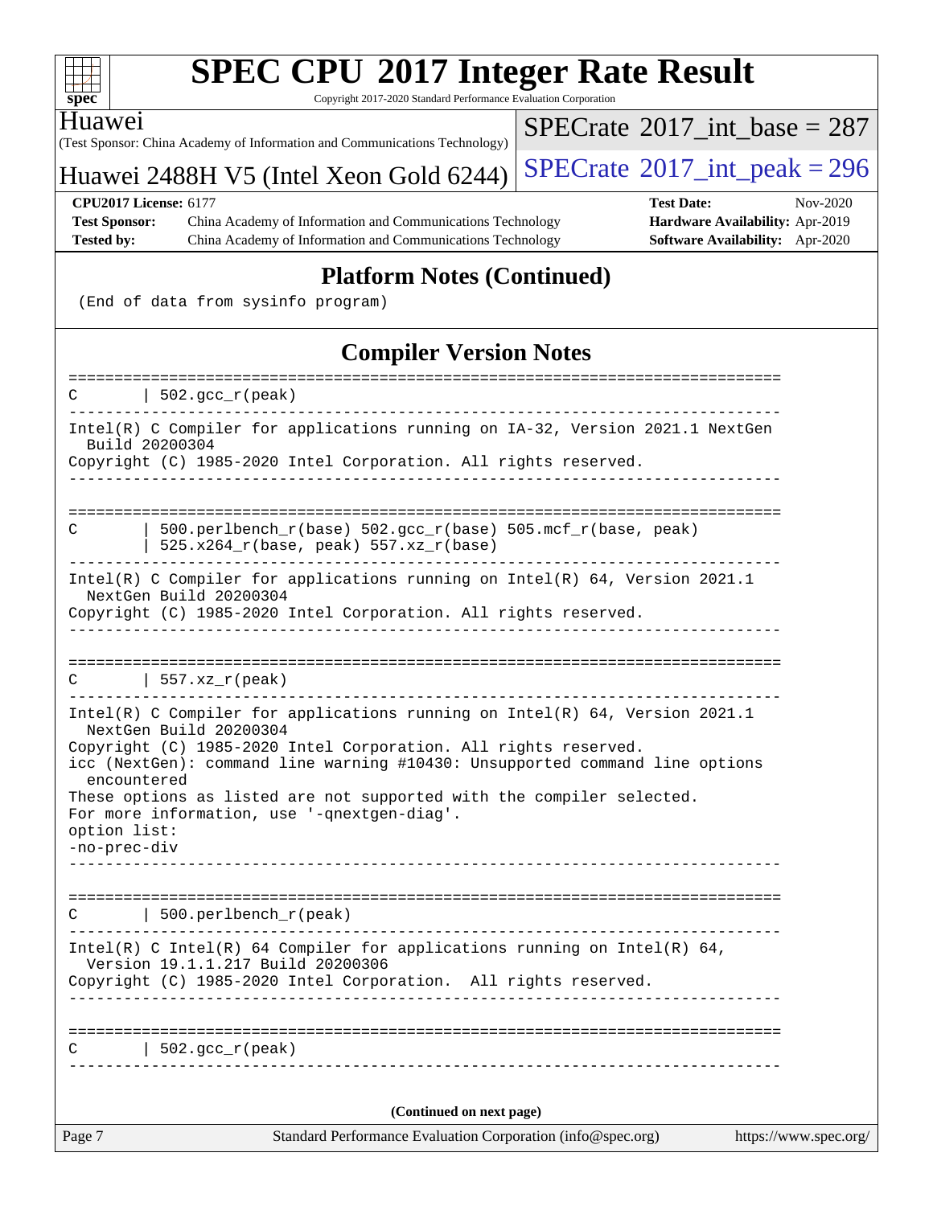## Platform Notes (Continued)

```
 (End of data from sysinfo program)
```

## Compiler Version Notes

```
==============================================================================
C       | 502.gcc_r(peak)
------------------------------------------------------------------------------
Intel(R) C Compiler for applications running on IA-32, Version 2021.1 NextGen
  Build 20200304
Copyright (C) 1985-2020 Intel Corporation. All rights reserved.
------------------------------------------------------------------------------

==============================================================================
C       | 500.perlbench_r(base) 502.gcc_r(base) 505.mcf_r(base, peak)
        | 525.x264_r(base, peak) 557.xz_r(base)
------------------------------------------------------------------------------
Intel(R) C Compiler for applications running on Intel(R) 64, Version 2021.1
  NextGen Build 20200304
Copyright (C) 1985-2020 Intel Corporation. All rights reserved.
------------------------------------------------------------------------------

==============================================================================
C       | 557.xz_r(peak)
------------------------------------------------------------------------------
Intel(R) C Compiler for applications running on Intel(R) 64, Version 2021.1
  NextGen Build 20200304
Copyright (C) 1985-2020 Intel Corporation. All rights reserved.
icc (NextGen): command line warning #10430: Unsupported command line options
  encountered
These options as listed are not supported with the compiler selected.
For more information, use '-qnextgen-diag'.
option list:
-no-prec-div
------------------------------------------------------------------------------

==============================================================================
C       | 500.perlbench_r(peak)
------------------------------------------------------------------------------
Intel(R) C Intel(R) 64 Compiler for applications running on Intel(R) 64,
  Version 19.1.1.217 Build 20200306
Copyright (C) 1985-2020 Intel Corporation.  All rights reserved.
------------------------------------------------------------------------------

==============================================================================
C       | 502.gcc_r(peak)
------------------------------------------------------------------------------
```

(Continued on next page)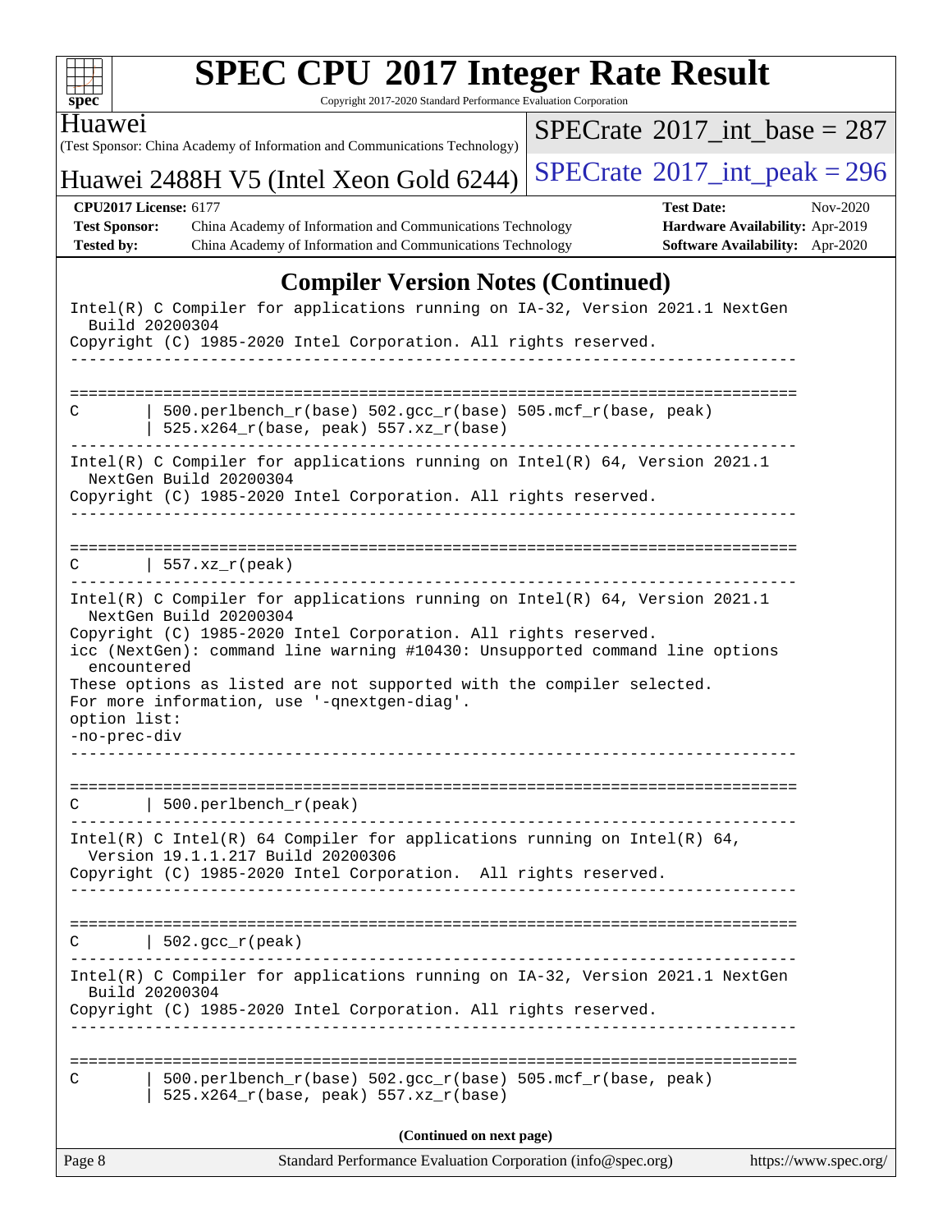# SPEC CPU 2017 Integer Rate Result

Copyright 2017-2020 Standard Performance Evaluation Corporation

**Huawei**
(Test Sponsor: China Academy of Information and Communications Technology)

**Huawei 2488H V5 (Intel Xeon Gold 6244)**

SPECrate 2017_int_base = 287
SPECrate 2017_int_peak = 296

| | | | |
|---|---|---|---|
| **CPU2017 License:** | 6177 | **Test Date:** | Nov-2020 |
| **Test Sponsor:** | China Academy of Information and Communications Technology | **Hardware Availability:** | Apr-2019 |
| **Tested by:** | China Academy of Information and Communications Technology | **Software Availability:** | Apr-2020 |

## Compiler Version Notes (Continued)

```
Intel(R) C Compiler for applications running on IA-32, Version 2021.1 NextGen
  Build 20200304
Copyright (C) 1985-2020 Intel Corporation. All rights reserved.
------------------------------------------------------------------------------

==============================================================================
C       | 500.perlbench_r(base) 502.gcc_r(base) 505.mcf_r(base, peak)
        | 525.x264_r(base, peak) 557.xz_r(base)
------------------------------------------------------------------------------
Intel(R) C Compiler for applications running on Intel(R) 64, Version 2021.1
  NextGen Build 20200304
Copyright (C) 1985-2020 Intel Corporation. All rights reserved.
------------------------------------------------------------------------------

==============================================================================
C       | 557.xz_r(peak)
------------------------------------------------------------------------------
Intel(R) C Compiler for applications running on Intel(R) 64, Version 2021.1
  NextGen Build 20200304
Copyright (C) 1985-2020 Intel Corporation. All rights reserved.
icc (NextGen): command line warning #10430: Unsupported command line options
  encountered
These options as listed are not supported with the compiler selected.
For more information, use '-qnextgen-diag'.
option list:
-no-prec-div
------------------------------------------------------------------------------

==============================================================================
C       | 500.perlbench_r(peak)
------------------------------------------------------------------------------
Intel(R) C Intel(R) 64 Compiler for applications running on Intel(R) 64,
  Version 19.1.1.217 Build 20200306
Copyright (C) 1985-2020 Intel Corporation.  All rights reserved.
------------------------------------------------------------------------------

==============================================================================
C       | 502.gcc_r(peak)
------------------------------------------------------------------------------
Intel(R) C Compiler for applications running on IA-32, Version 2021.1 NextGen
  Build 20200304
Copyright (C) 1985-2020 Intel Corporation. All rights reserved.
------------------------------------------------------------------------------

==============================================================================
C       | 500.perlbench_r(base) 502.gcc_r(base) 505.mcf_r(base, peak)
        | 525.x264_r(base, peak) 557.xz_r(base)
```

**(Continued on next page)**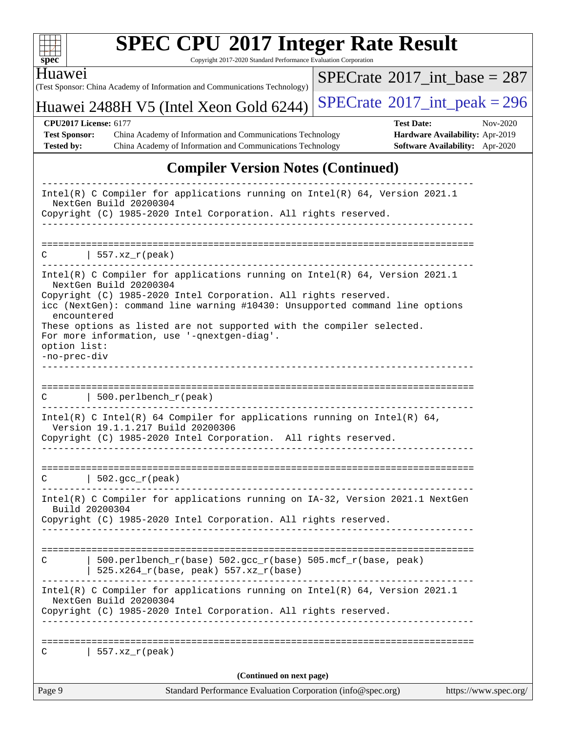# SPEC CPU 2017 Integer Rate Result

Copyright 2017-2020 Standard Performance Evaluation Corporation

**Huawei**

(Test Sponsor: China Academy of Information and Communications Technology)

**Huawei 2488H V5 (Intel Xeon Gold 6244)**

SPECrate 2017_int_base = 287

SPECrate 2017_int_peak = 296

| | | | |
|---|---|---|---|
| **CPU2017 License:** | 6177 | **Test Date:** | Nov-2020 |
| **Test Sponsor:** | China Academy of Information and Communications Technology | **Hardware Availability:** | Apr-2019 |
| **Tested by:** | China Academy of Information and Communications Technology | **Software Availability:** | Apr-2020 |

## Compiler Version Notes (Continued)

```
------------------------------------------------------------------------------
Intel(R) C Compiler for applications running on Intel(R) 64, Version 2021.1
  NextGen Build 20200304
Copyright (C) 1985-2020 Intel Corporation. All rights reserved.
------------------------------------------------------------------------------

==============================================================================
C       | 557.xz_r(peak)
------------------------------------------------------------------------------
Intel(R) C Compiler for applications running on Intel(R) 64, Version 2021.1
  NextGen Build 20200304
Copyright (C) 1985-2020 Intel Corporation. All rights reserved.
icc (NextGen): command line warning #10430: Unsupported command line options
  encountered
These options as listed are not supported with the compiler selected.
For more information, use '-qnextgen-diag'.
option list:
-no-prec-div
------------------------------------------------------------------------------

==============================================================================
C       | 500.perlbench_r(peak)
------------------------------------------------------------------------------
Intel(R) C Intel(R) 64 Compiler for applications running on Intel(R) 64,
  Version 19.1.1.217 Build 20200306
Copyright (C) 1985-2020 Intel Corporation.  All rights reserved.
------------------------------------------------------------------------------

==============================================================================
C       | 502.gcc_r(peak)
------------------------------------------------------------------------------
Intel(R) C Compiler for applications running on IA-32, Version 2021.1 NextGen
  Build 20200304
Copyright (C) 1985-2020 Intel Corporation. All rights reserved.
------------------------------------------------------------------------------

==============================================================================
C       | 500.perlbench_r(base) 502.gcc_r(base) 505.mcf_r(base, peak)
        | 525.x264_r(base, peak) 557.xz_r(base)
------------------------------------------------------------------------------
Intel(R) C Compiler for applications running on Intel(R) 64, Version 2021.1
  NextGen Build 20200304
Copyright (C) 1985-2020 Intel Corporation. All rights reserved.
------------------------------------------------------------------------------

==============================================================================
C       | 557.xz_r(peak)
```

(Continued on next page)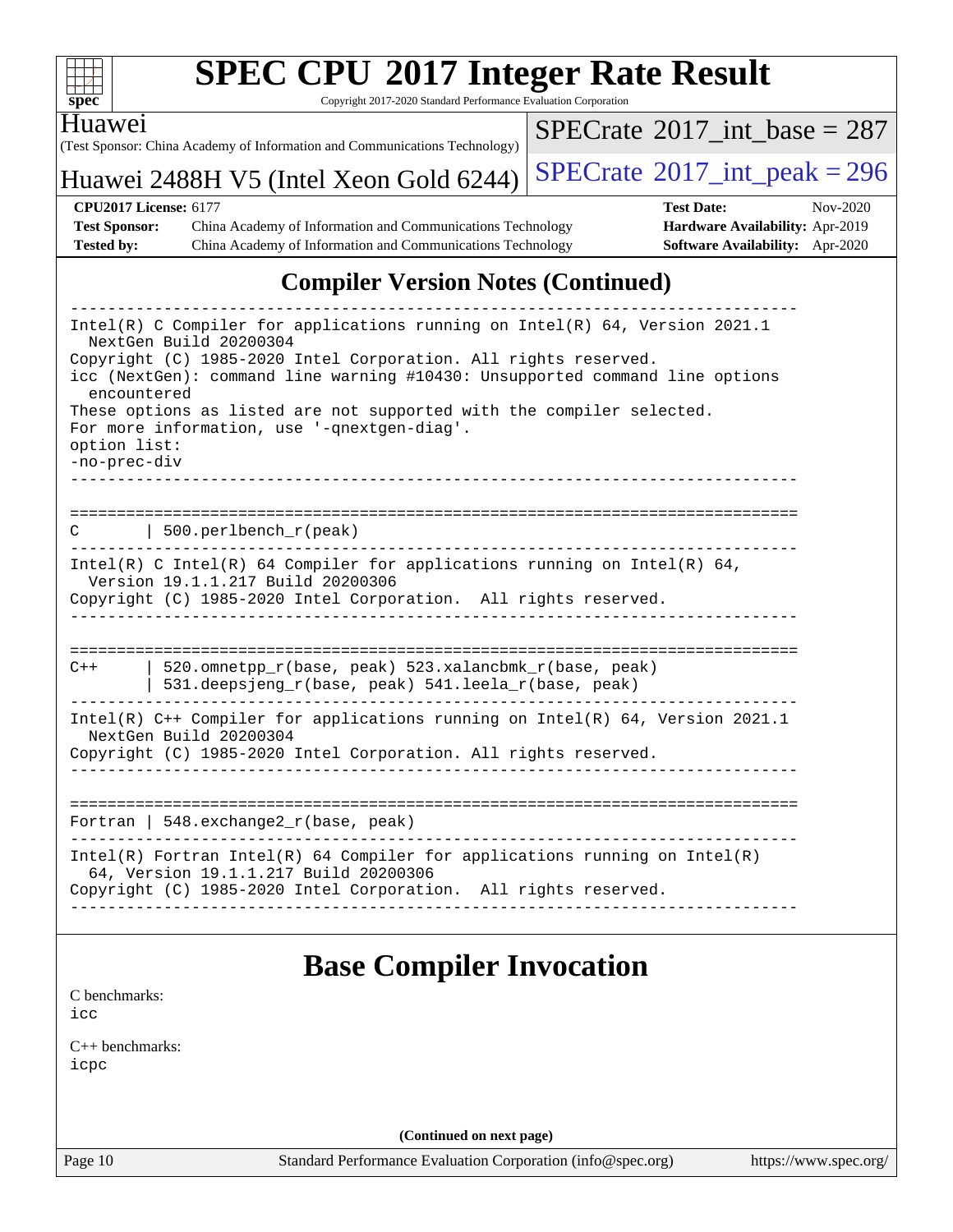# SPEC CPU 2017 Integer Rate Result

Copyright 2017-2020 Standard Performance Evaluation Corporation

Huawei
(Test Sponsor: China Academy of Information and Communications Technology)

Huawei 2488H V5 (Intel Xeon Gold 6244)

SPECrate 2017_int_base = 287

SPECrate 2017_int_peak = 296

**CPU2017 License:** 6177
**Test Sponsor:** China Academy of Information and Communications Technology
**Tested by:** China Academy of Information and Communications Technology
**Test Date:** Nov-2020
**Hardware Availability:** Apr-2019
**Software Availability:** Apr-2020

## Compiler Version Notes (Continued)

```
------------------------------------------------------------------------------
Intel(R) C Compiler for applications running on Intel(R) 64, Version 2021.1
  NextGen Build 20200304
Copyright (C) 1985-2020 Intel Corporation. All rights reserved.
icc (NextGen): command line warning #10430: Unsupported command line options
  encountered
These options as listed are not supported with the compiler selected.
For more information, use '-qnextgen-diag'.
option list:
-no-prec-div
------------------------------------------------------------------------------

==============================================================================
C       | 500.perlbench_r(peak)
------------------------------------------------------------------------------
Intel(R) C Intel(R) 64 Compiler for applications running on Intel(R) 64,
  Version 19.1.1.217 Build 20200306
Copyright (C) 1985-2020 Intel Corporation.  All rights reserved.
------------------------------------------------------------------------------

==============================================================================
C++     | 520.omnetpp_r(base, peak) 523.xalancbmk_r(base, peak)
        | 531.deepsjeng_r(base, peak) 541.leela_r(base, peak)
------------------------------------------------------------------------------
Intel(R) C++ Compiler for applications running on Intel(R) 64, Version 2021.1
  NextGen Build 20200304
Copyright (C) 1985-2020 Intel Corporation. All rights reserved.
------------------------------------------------------------------------------

==============================================================================
Fortran | 548.exchange2_r(base, peak)
------------------------------------------------------------------------------
Intel(R) Fortran Intel(R) 64 Compiler for applications running on Intel(R)
  64, Version 19.1.1.217 Build 20200306
Copyright (C) 1985-2020 Intel Corporation.  All rights reserved.
------------------------------------------------------------------------------
```

## Base Compiler Invocation

C benchmarks:
icc

C++ benchmarks:
icpc

(Continued on next page)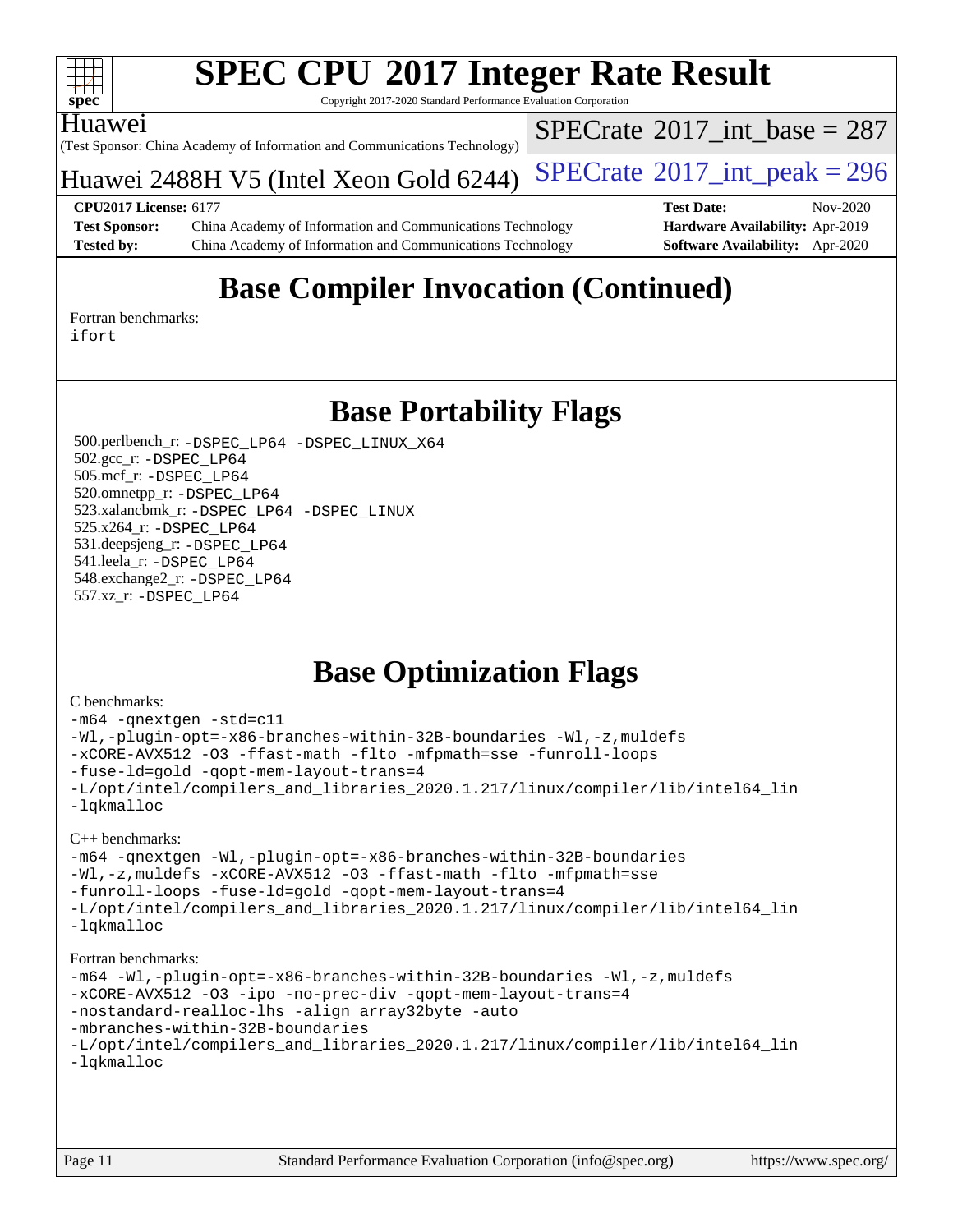# SPEC CPU 2017 Integer Rate Result

Copyright 2017-2020 Standard Performance Evaluation Corporation

Huawei
(Test Sponsor: China Academy of Information and Communications Technology)

Huawei 2488H V5 (Intel Xeon Gold 6244)

SPECrate 2017_int_base = 287

SPECrate 2017_int_peak = 296

**CPU2017 License:** 6177
**Test Sponsor:** China Academy of Information and Communications Technology
**Tested by:** China Academy of Information and Communications Technology
**Test Date:** Nov-2020
**Hardware Availability:** Apr-2019
**Software Availability:** Apr-2020

## Base Compiler Invocation (Continued)

Fortran benchmarks:
```
ifort
```

## Base Portability Flags

500.perlbench_r: `-DSPEC_LP64 -DSPEC_LINUX_X64`
502.gcc_r: `-DSPEC_LP64`
505.mcf_r: `-DSPEC_LP64`
520.omnetpp_r: `-DSPEC_LP64`
523.xalancbmk_r: `-DSPEC_LP64 -DSPEC_LINUX`
525.x264_r: `-DSPEC_LP64`
531.deepsjeng_r: `-DSPEC_LP64`
541.leela_r: `-DSPEC_LP64`
548.exchange2_r: `-DSPEC_LP64`
557.xz_r: `-DSPEC_LP64`

## Base Optimization Flags

C benchmarks:
```
-m64 -qnextgen -std=c11
-Wl,-plugin-opt=-x86-branches-within-32B-boundaries -Wl,-z,muldefs
-xCORE-AVX512 -O3 -ffast-math -flto -mfpmath=sse -funroll-loops
-fuse-ld=gold -qopt-mem-layout-trans=4
-L/opt/intel/compilers_and_libraries_2020.1.217/linux/compiler/lib/intel64_lin
-lqkmalloc
```

C++ benchmarks:
```
-m64 -qnextgen -Wl,-plugin-opt=-x86-branches-within-32B-boundaries
-Wl,-z,muldefs -xCORE-AVX512 -O3 -ffast-math -flto -mfpmath=sse
-funroll-loops -fuse-ld=gold -qopt-mem-layout-trans=4
-L/opt/intel/compilers_and_libraries_2020.1.217/linux/compiler/lib/intel64_lin
-lqkmalloc
```

Fortran benchmarks:
```
-m64 -Wl,-plugin-opt=-x86-branches-within-32B-boundaries -Wl,-z,muldefs
-xCORE-AVX512 -O3 -ipo -no-prec-div -qopt-mem-layout-trans=4
-nostandard-realloc-lhs -align array32byte -auto
-mbranches-within-32B-boundaries
-L/opt/intel/compilers_and_libraries_2020.1.217/linux/compiler/lib/intel64_lin
-lqkmalloc
```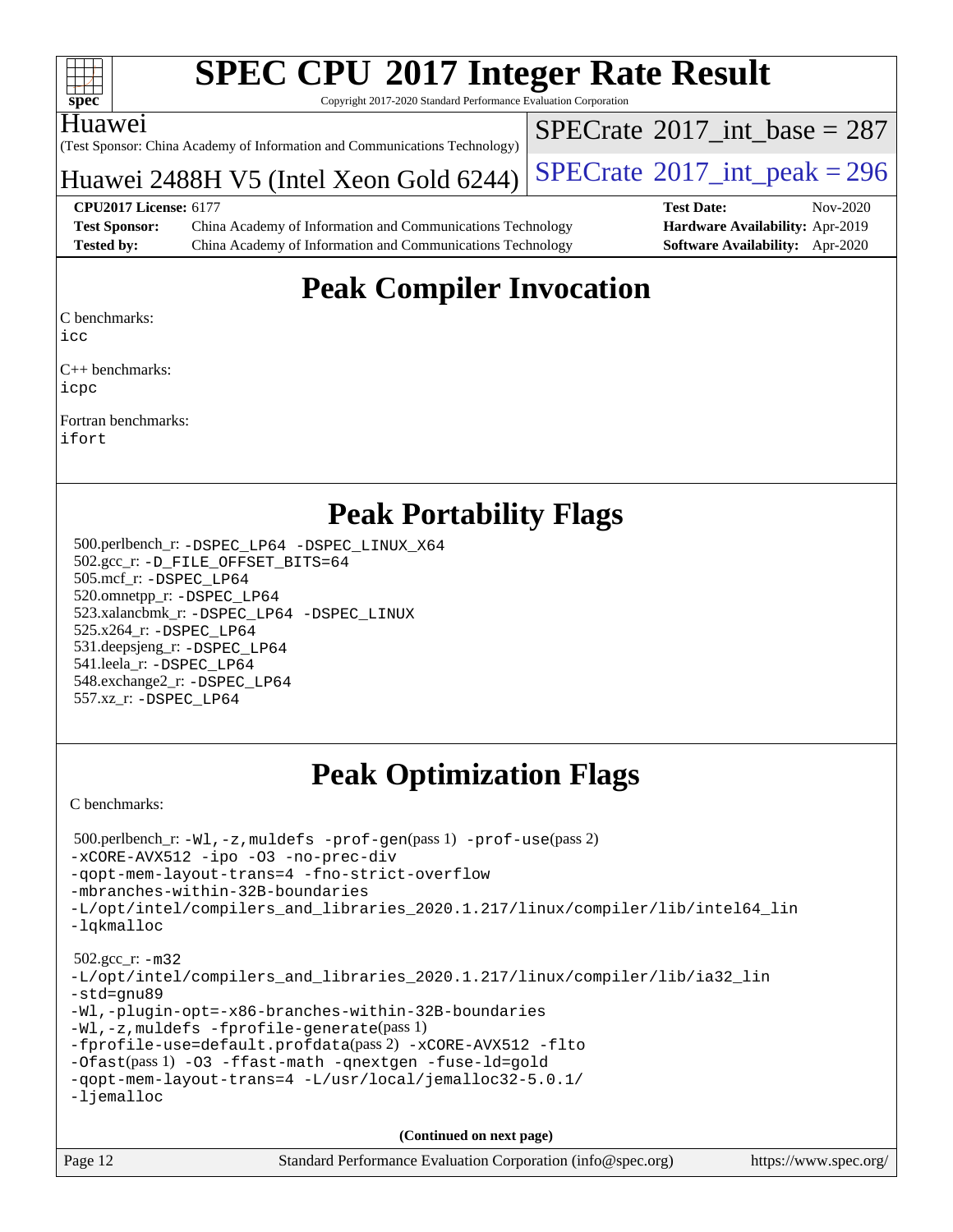# SPEC CPU 2017 Integer Rate Result

Copyright 2017-2020 Standard Performance Evaluation Corporation

Huawei

(Test Sponsor: China Academy of Information and Communications Technology)

Huawei 2488H V5 (Intel Xeon Gold 6244)

SPECrate 2017_int_base = 287

SPECrate 2017_int_peak = 296

**CPU2017 License:** 6177
**Test Sponsor:** China Academy of Information and Communications Technology
**Tested by:** China Academy of Information and Communications Technology
**Test Date:** Nov-2020
**Hardware Availability:** Apr-2019
**Software Availability:** Apr-2020

## Peak Compiler Invocation

C benchmarks:
icc

C++ benchmarks:
icpc

Fortran benchmarks:
ifort

## Peak Portability Flags

500.perlbench_r: -DSPEC_LP64 -DSPEC_LINUX_X64
502.gcc_r: -D_FILE_OFFSET_BITS=64
505.mcf_r: -DSPEC_LP64
520.omnetpp_r: -DSPEC_LP64
523.xalancbmk_r: -DSPEC_LP64 -DSPEC_LINUX
525.x264_r: -DSPEC_LP64
531.deepsjeng_r: -DSPEC_LP64
541.leela_r: -DSPEC_LP64
548.exchange2_r: -DSPEC_LP64
557.xz_r: -DSPEC_LP64

## Peak Optimization Flags

C benchmarks:

500.perlbench_r: -Wl,-z,muldefs -prof-gen(pass 1) -prof-use(pass 2)
-xCORE-AVX512 -ipo -O3 -no-prec-div
-qopt-mem-layout-trans=4 -fno-strict-overflow
-mbranches-within-32B-boundaries
-L/opt/intel/compilers_and_libraries_2020.1.217/linux/compiler/lib/intel64_lin
-lqkmalloc

502.gcc_r: -m32
-L/opt/intel/compilers_and_libraries_2020.1.217/linux/compiler/lib/ia32_lin
-std=gnu89
-Wl,-plugin-opt=-x86-branches-within-32B-boundaries
-Wl,-z,muldefs -fprofile-generate(pass 1)
-fprofile-use=default.profdata(pass 2) -xCORE-AVX512 -flto
-Ofast(pass 1) -O3 -ffast-math -qnextgen -fuse-ld=gold
-qopt-mem-layout-trans=4 -L/usr/local/jemalloc32-5.0.1/
-ljemalloc

**(Continued on next page)**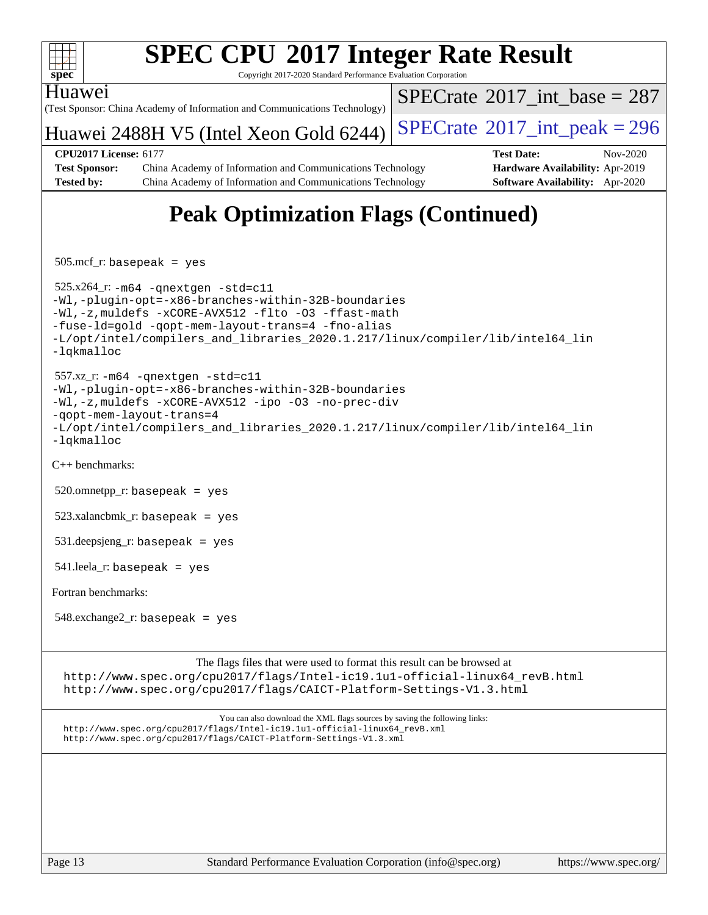# SPEC CPU 2017 Integer Rate Result

Copyright 2017-2020 Standard Performance Evaluation Corporation

Huawei
(Test Sponsor: China Academy of Information and Communications Technology)

Huawei 2488H V5 (Intel Xeon Gold 6244)

SPECrate 2017_int_base = 287

SPECrate 2017_int_peak = 296

**CPU2017 License:** 6177
**Test Sponsor:** China Academy of Information and Communications Technology
**Tested by:** China Academy of Information and Communications Technology
**Test Date:** Nov-2020
**Hardware Availability:** Apr-2019
**Software Availability:** Apr-2020

## Peak Optimization Flags (Continued)

505.mcf_r: `basepeak = yes`

525.x264_r:
```
-m64 -qnextgen -std=c11
-Wl,-plugin-opt=-x86-branches-within-32B-boundaries
-Wl,-z,muldefs -xCORE-AVX512 -flto -O3 -ffast-math
-fuse-ld=gold -qopt-mem-layout-trans=4 -fno-alias
-L/opt/intel/compilers_and_libraries_2020.1.217/linux/compiler/lib/intel64_lin
-lqkmalloc
```

557.xz_r:
```
-m64 -qnextgen -std=c11
-Wl,-plugin-opt=-x86-branches-within-32B-boundaries
-Wl,-z,muldefs -xCORE-AVX512 -ipo -O3 -no-prec-div
-qopt-mem-layout-trans=4
-L/opt/intel/compilers_and_libraries_2020.1.217/linux/compiler/lib/intel64_lin
-lqkmalloc
```

C++ benchmarks:

520.omnetpp_r: `basepeak = yes`

523.xalancbmk_r: `basepeak = yes`

531.deepsjeng_r: `basepeak = yes`

541.leela_r: `basepeak = yes`

Fortran benchmarks:

548.exchange2_r: `basepeak = yes`

The flags files that were used to format this result can be browsed at
http://www.spec.org/cpu2017/flags/Intel-ic19.1u1-official-linux64_revB.html
http://www.spec.org/cpu2017/flags/CAICT-Platform-Settings-V1.3.html

You can also download the XML flags sources by saving the following links:
http://www.spec.org/cpu2017/flags/Intel-ic19.1u1-official-linux64_revB.xml
http://www.spec.org/cpu2017/flags/CAICT-Platform-Settings-V1.3.xml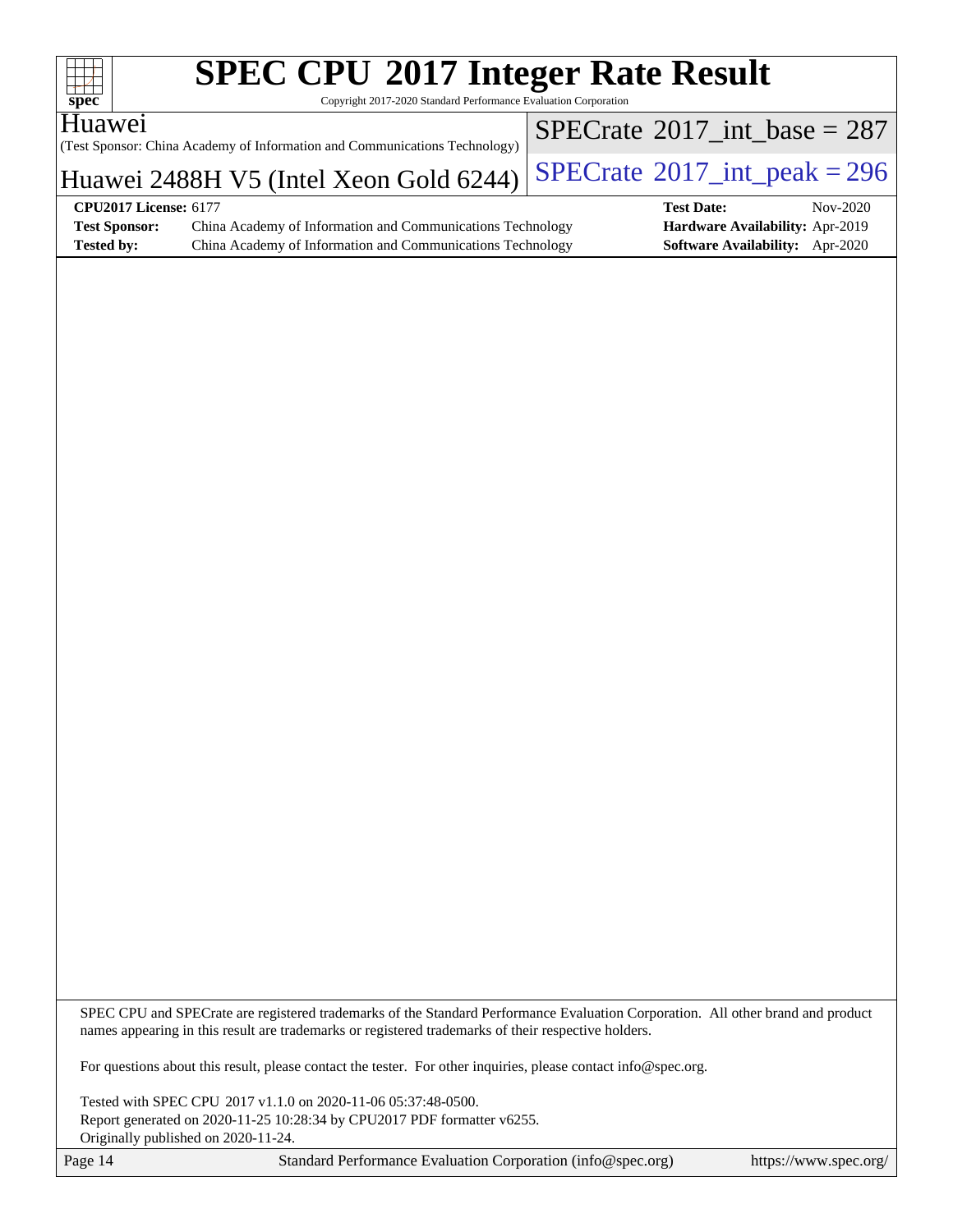SPEC CPU and SPECrate are registered trademarks of the Standard Performance Evaluation Corporation. All other brand and product names appearing in this result are trademarks or registered trademarks of their respective holders.

For questions about this result, please contact the tester. For other inquiries, please contact info@spec.org.

Tested with SPEC CPU 2017 v1.1.0 on 2020-11-06 05:37:48-0500.
Report generated on 2020-11-25 10:28:34 by CPU2017 PDF formatter v6255.
Originally published on 2020-11-24.